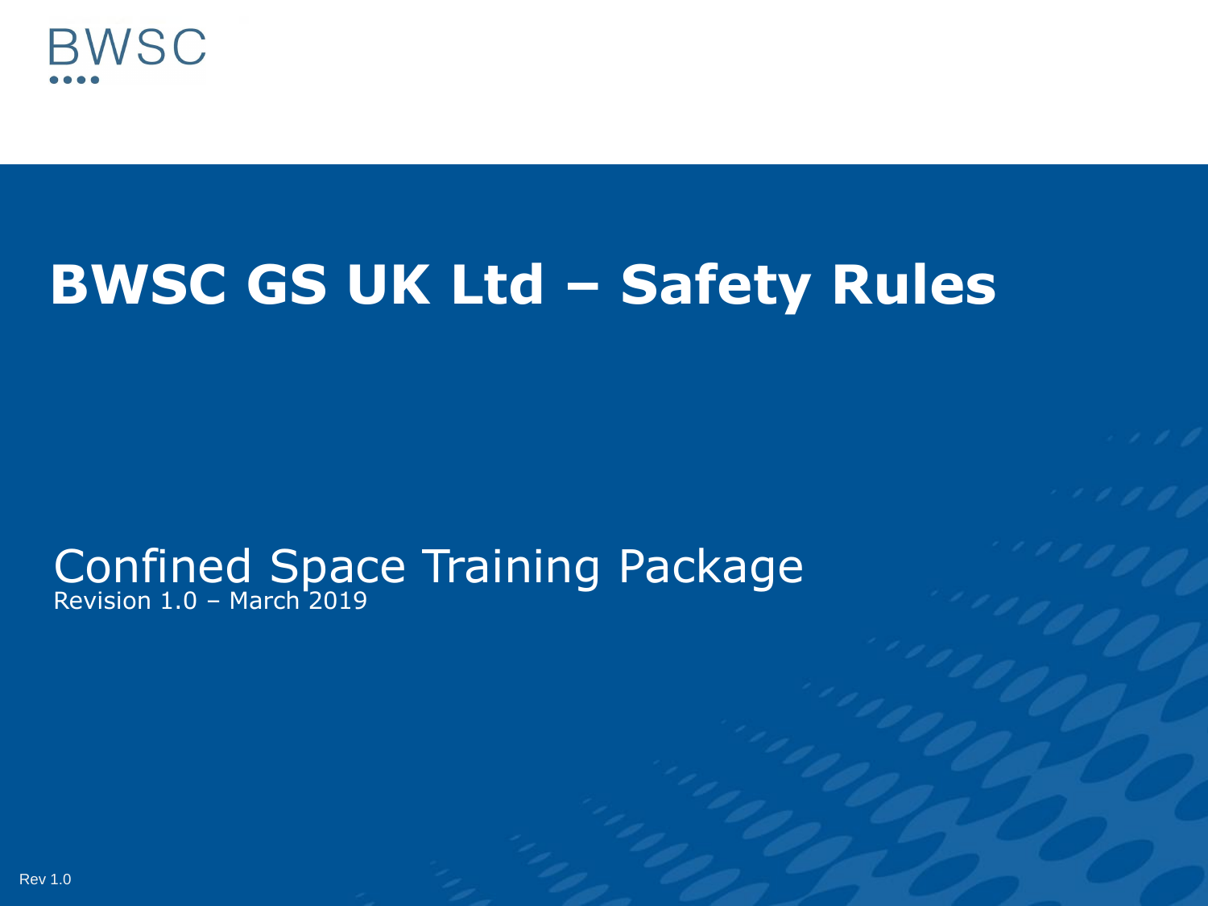BWSC

# BWSC GS UK Ltd – Safety Rules

## Confined Space Training Package

Revision 1.0 – March 2019

Rev 1.0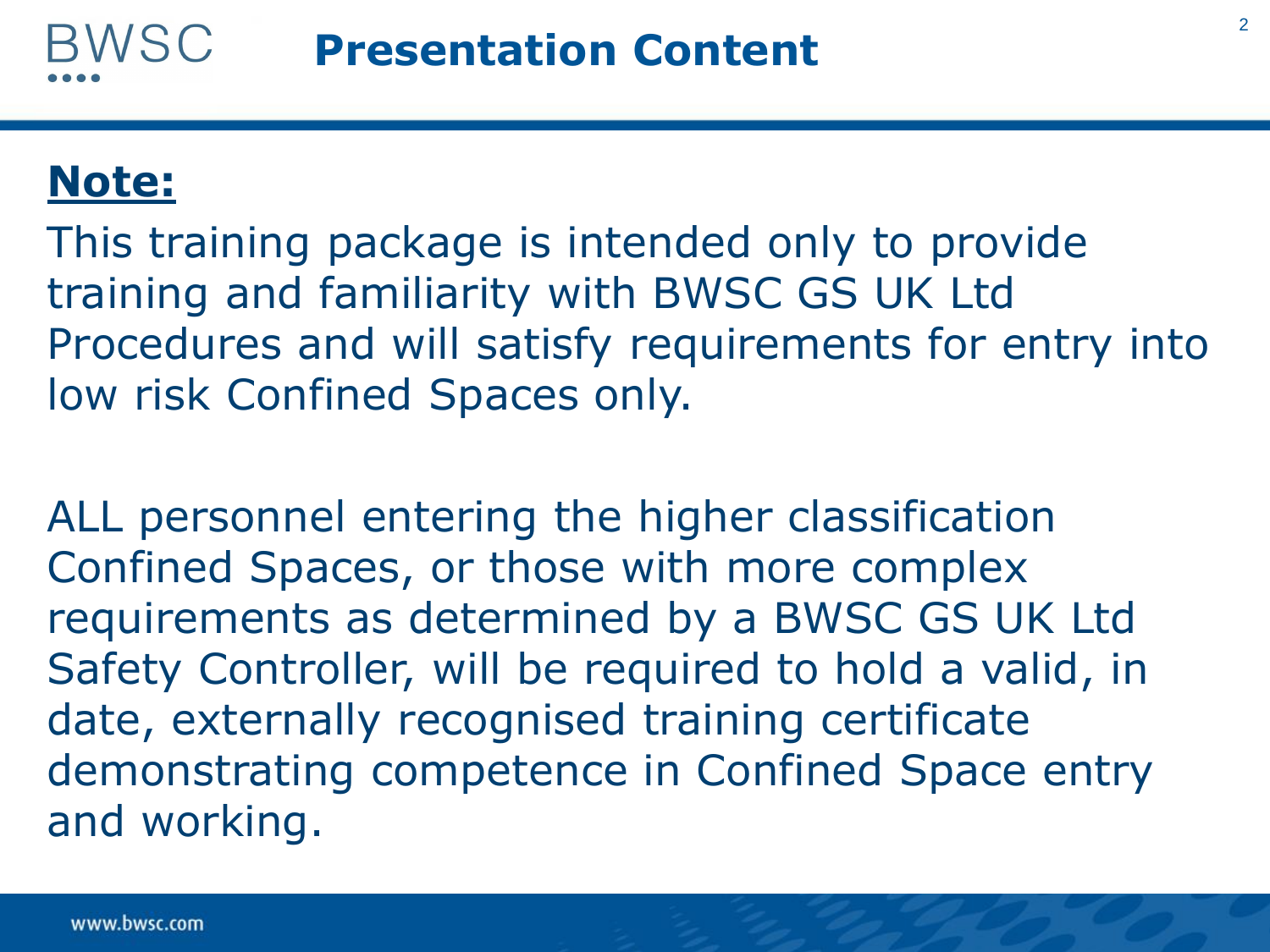# Presentation Content

**Note:**

This training package is intended only to provide training and familiarity with BWSC GS UK Ltd Procedures and will satisfy requirements for entry into low risk Confined Spaces only.

ALL personnel entering the higher classification Confined Spaces, or those with more complex requirements as determined by a BWSC GS UK Ltd Safety Controller, will be required to hold a valid, in date, externally recognised training certificate demonstrating competence in Confined Space entry and working.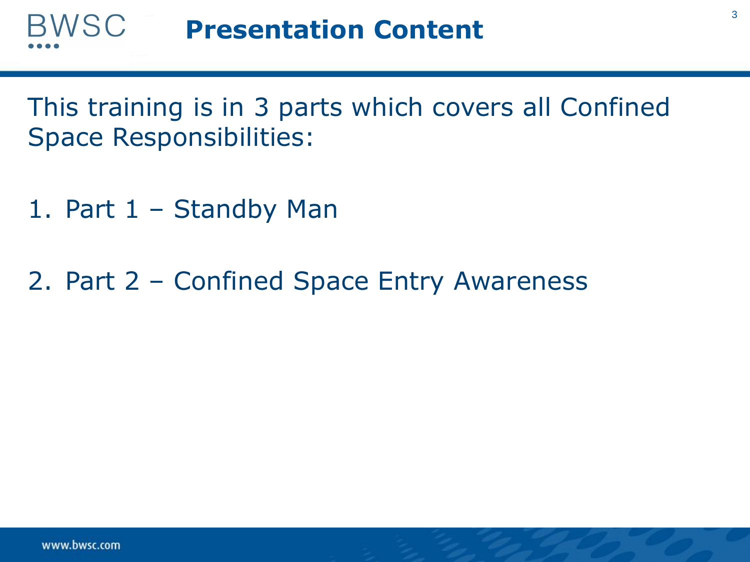# Presentation Content

This training is in 3 parts which covers all Confined Space Responsibilities:

1. Part 1 – Standby Man

2. Part 2 – Confined Space Entry Awareness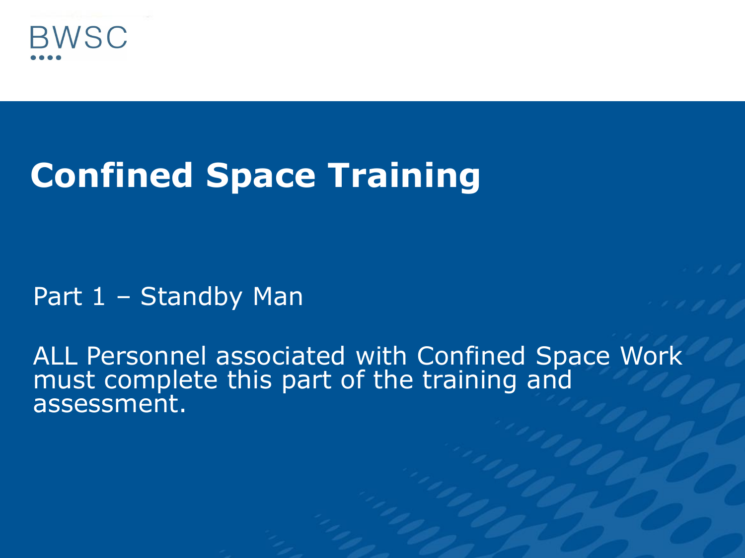BWSC

# Confined Space Training

Part 1 – Standby Man

ALL Personnel associated with Confined Space Work must complete this part of the training and assessment.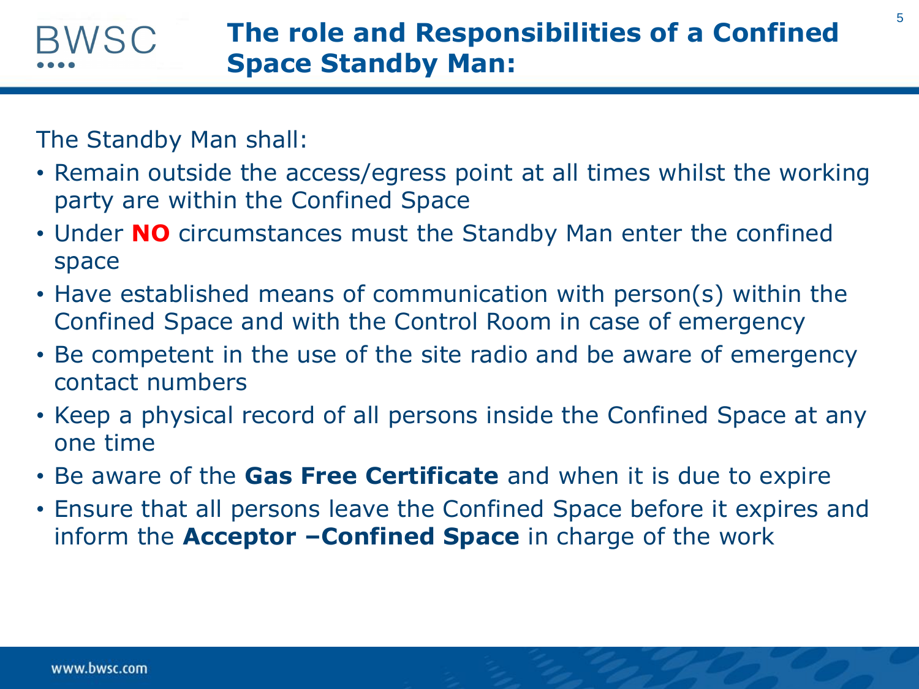# The role and Responsibilities of a Confined Space Standby Man:

The Standby Man shall:

- Remain outside the access/egress point at all times whilst the working party are within the Confined Space
- Under **NO** circumstances must the Standby Man enter the confined space
- Have established means of communication with person(s) within the Confined Space and with the Control Room in case of emergency
- Be competent in the use of the site radio and be aware of emergency contact numbers
- Keep a physical record of all persons inside the Confined Space at any one time
- Be aware of the **Gas Free Certificate** and when it is due to expire
- Ensure that all persons leave the Confined Space before it expires and inform the **Acceptor –Confined Space** in charge of the work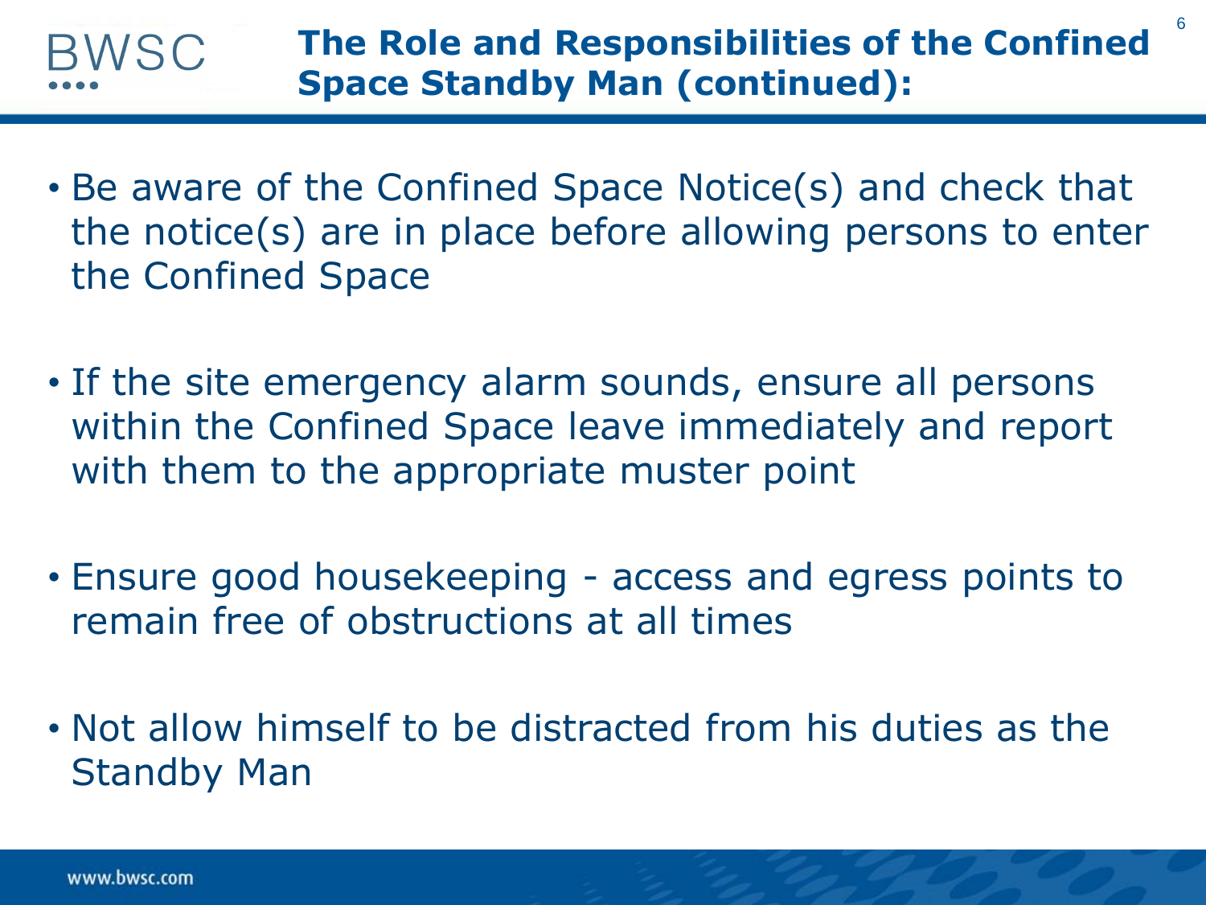# The Role and Responsibilities of the Confined Space Standby Man (continued):

- Be aware of the Confined Space Notice(s) and check that the notice(s) are in place before allowing persons to enter the Confined Space
- If the site emergency alarm sounds, ensure all persons within the Confined Space leave immediately and report with them to the appropriate muster point
- Ensure good housekeeping - access and egress points to remain free of obstructions at all times
- Not allow himself to be distracted from his duties as the Standby Man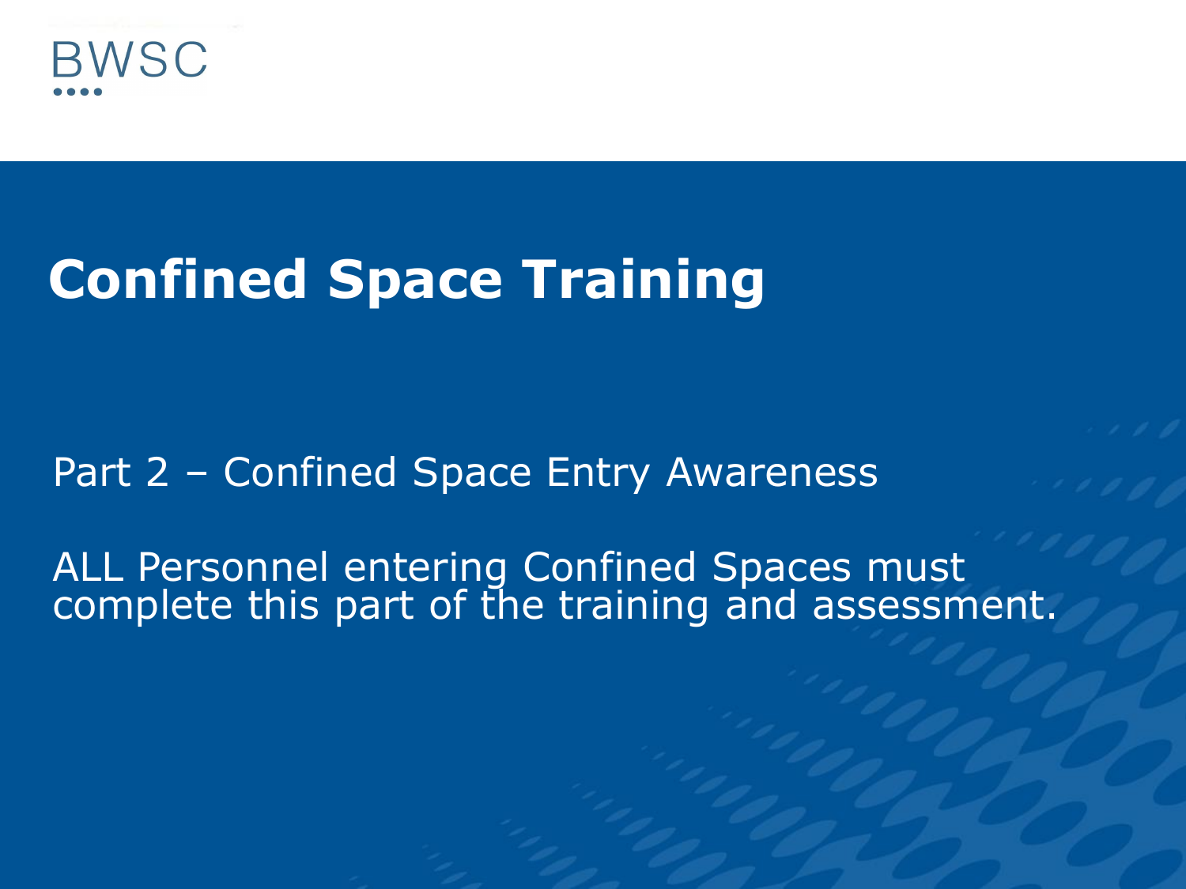BWSC

# Confined Space Training

Part 2 – Confined Space Entry Awareness

ALL Personnel entering Confined Spaces must complete this part of the training and assessment.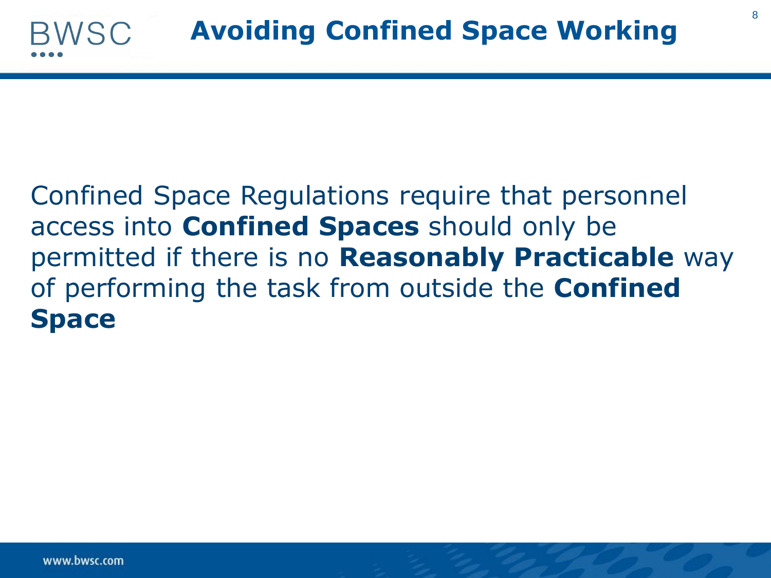# Avoiding Confined Space Working

Confined Space Regulations require that personnel access into **Confined Spaces** should only be permitted if there is no **Reasonably Practicable** way of performing the task from outside the **Confined Space**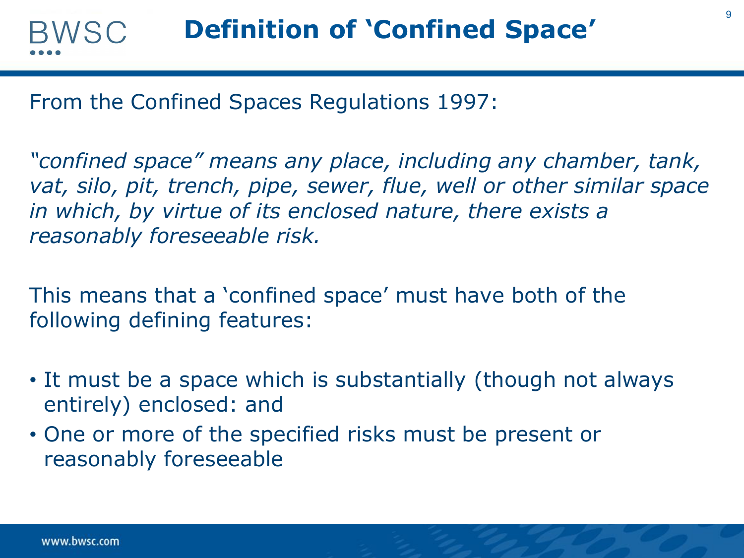# Definition of 'Confined Space'

From the Confined Spaces Regulations 1997:

*"confined space" means any place, including any chamber, tank, vat, silo, pit, trench, pipe, sewer, flue, well or other similar space in which, by virtue of its enclosed nature, there exists a reasonably foreseeable risk.*

This means that a 'confined space' must have both of the following defining features:

- It must be a space which is substantially (though not always entirely) enclosed: and
- One or more of the specified risks must be present or reasonably foreseeable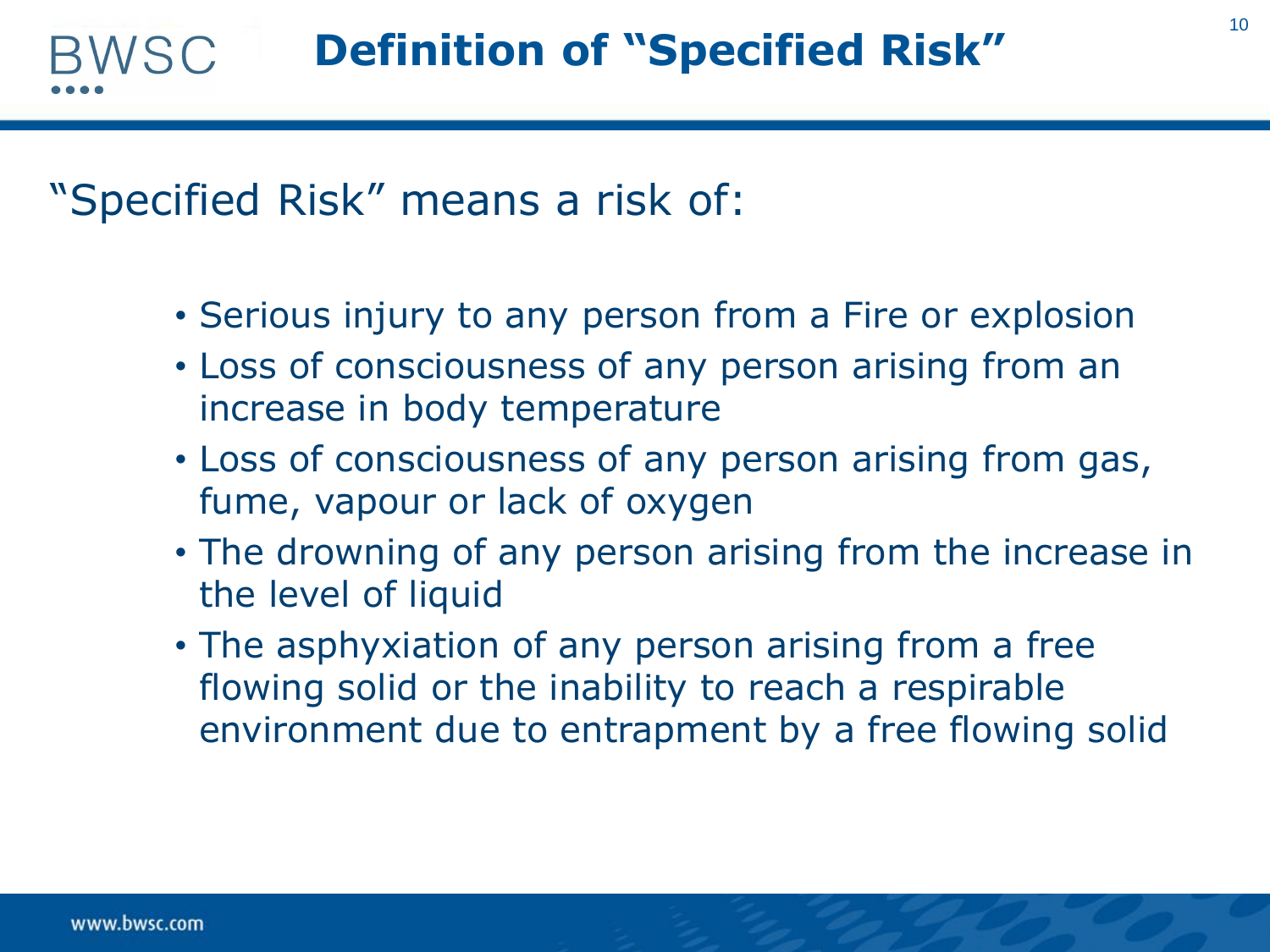# Definition of "Specified Risk"

"Specified Risk" means a risk of:

- Serious injury to any person from a Fire or explosion
- Loss of consciousness of any person arising from an increase in body temperature
- Loss of consciousness of any person arising from gas, fume, vapour or lack of oxygen
- The drowning of any person arising from the increase in the level of liquid
- The asphyxiation of any person arising from a free flowing solid or the inability to reach a respirable environment due to entrapment by a free flowing solid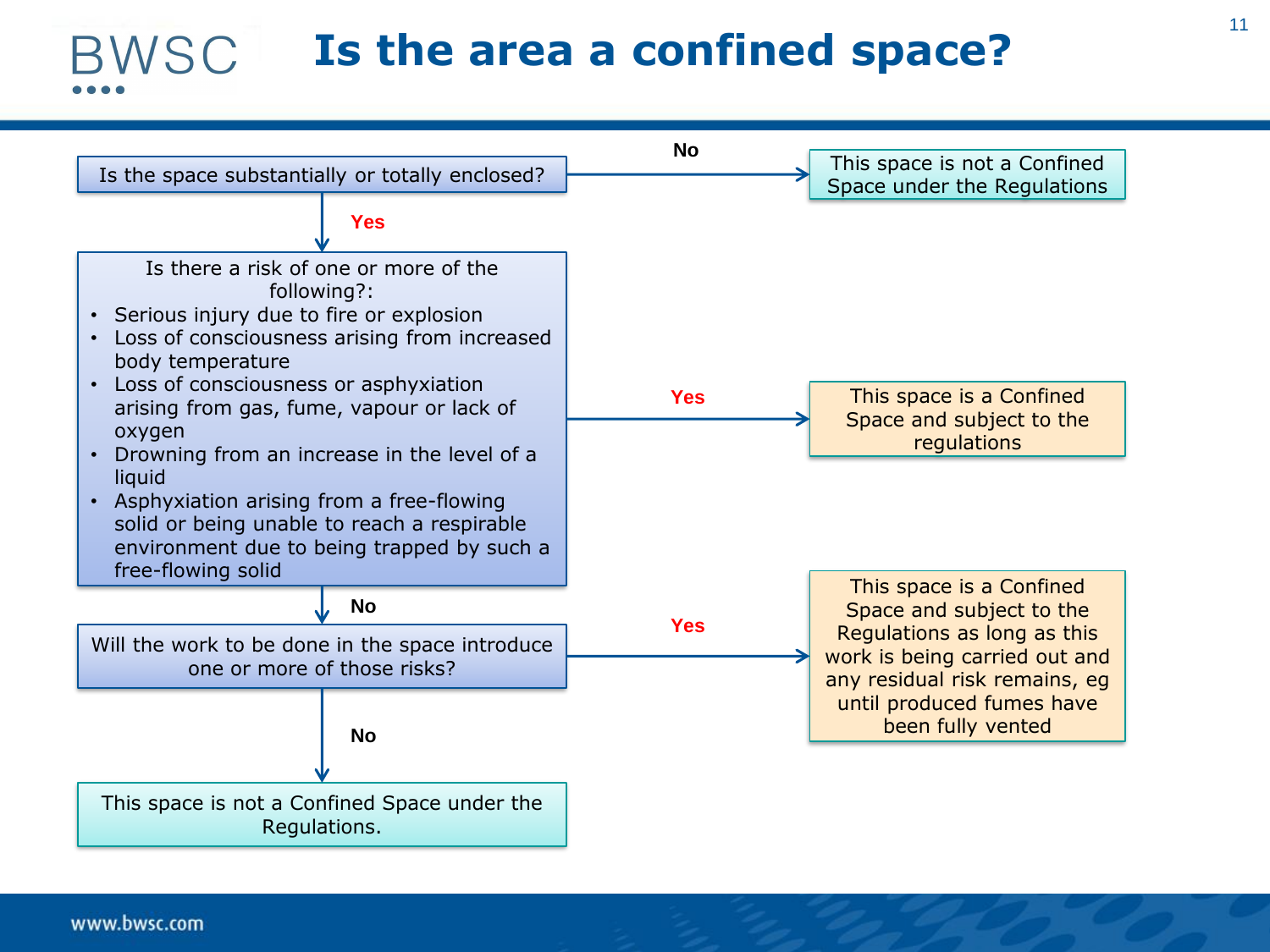# Is the area a confined space?

Is the space substantially or totally enclosed?

No → This space is not a Confined Space under the Regulations

Yes ↓

Is there a risk of one or more of the following?:

- Serious injury due to fire or explosion
- Loss of consciousness arising from increased body temperature
- Loss of consciousness or asphyxiation arising from gas, fume, vapour or lack of oxygen
- Drowning from an increase in the level of a liquid
- Asphyxiation arising from a free-flowing solid or being unable to reach a respirable environment due to being trapped by such a free-flowing solid

Yes → This space is a Confined Space and subject to the regulations

No ↓

Will the work to be done in the space introduce one or more of those risks?

Yes → This space is a Confined Space and subject to the Regulations as long as this work is being carried out and any residual risk remains, eg until produced fumes have been fully vented

No ↓

This space is not a Confined Space under the Regulations.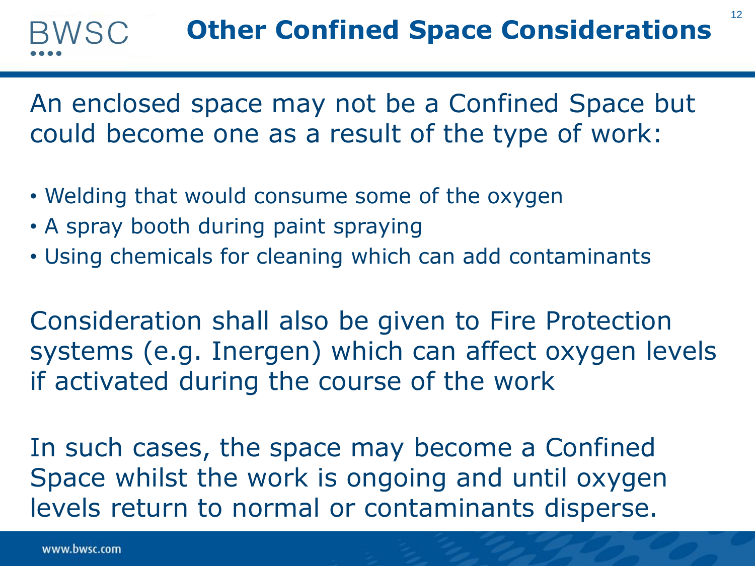# Other Confined Space Considerations

An enclosed space may not be a Confined Space but could become one as a result of the type of work:

- Welding that would consume some of the oxygen
- A spray booth during paint spraying
- Using chemicals for cleaning which can add contaminants

Consideration shall also be given to Fire Protection systems (e.g. Inergen) which can affect oxygen levels if activated during the course of the work

In such cases, the space may become a Confined Space whilst the work is ongoing and until oxygen levels return to normal or contaminants disperse.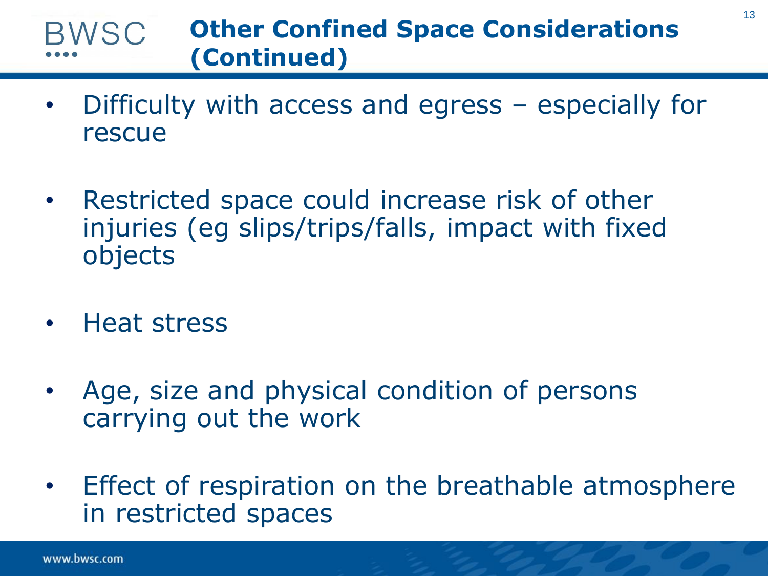# Other Confined Space Considerations (Continued)

- Difficulty with access and egress – especially for rescue
- Restricted space could increase risk of other injuries (eg slips/trips/falls, impact with fixed objects
- Heat stress
- Age, size and physical condition of persons carrying out the work
- Effect of respiration on the breathable atmosphere in restricted spaces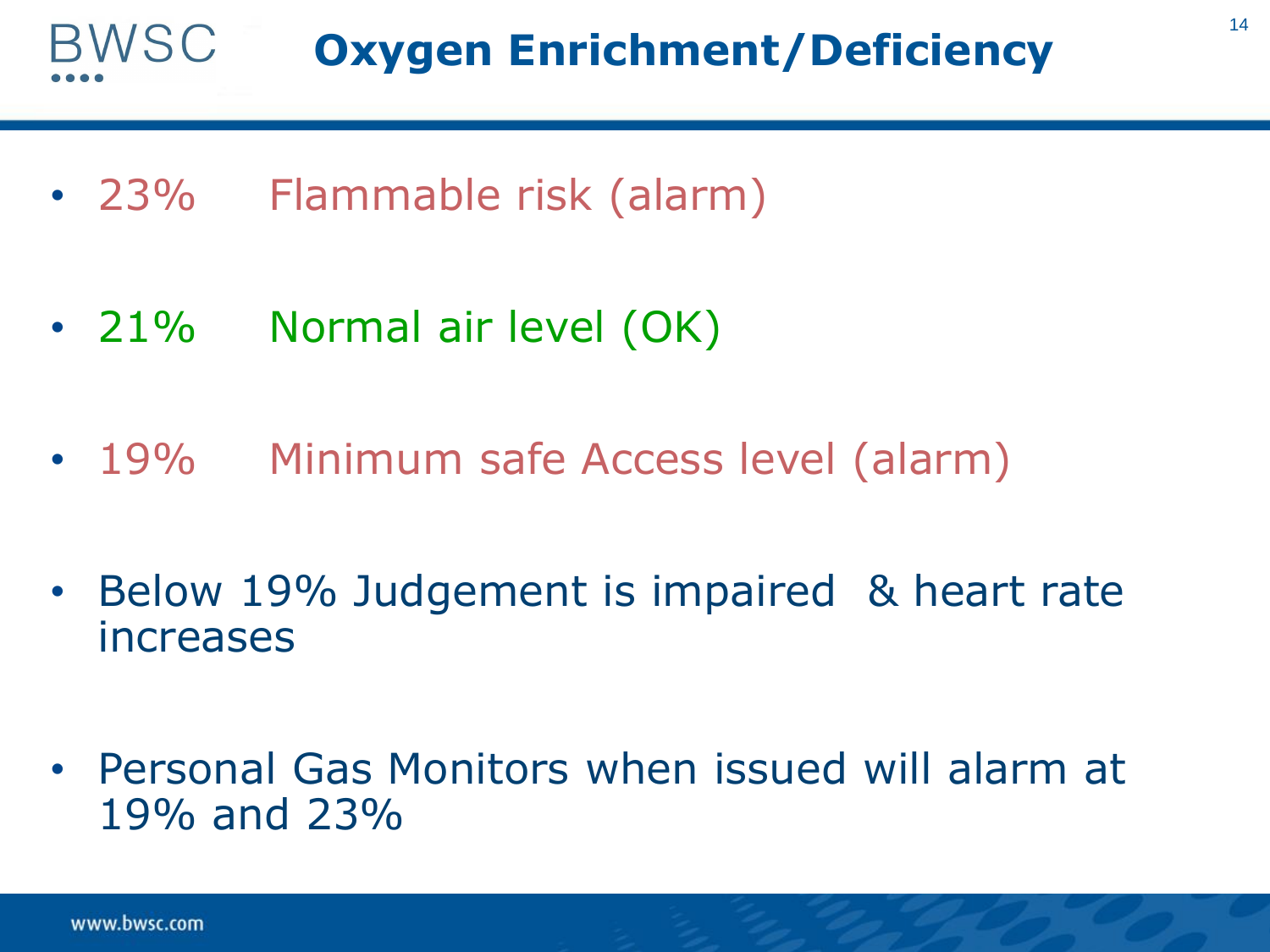# Oxygen Enrichment/Deficiency

- 23% Flammable risk (alarm)
- 21% Normal air level (OK)
- 19% Minimum safe Access level (alarm)
- Below 19% Judgement is impaired & heart rate increases
- Personal Gas Monitors when issued will alarm at 19% and 23%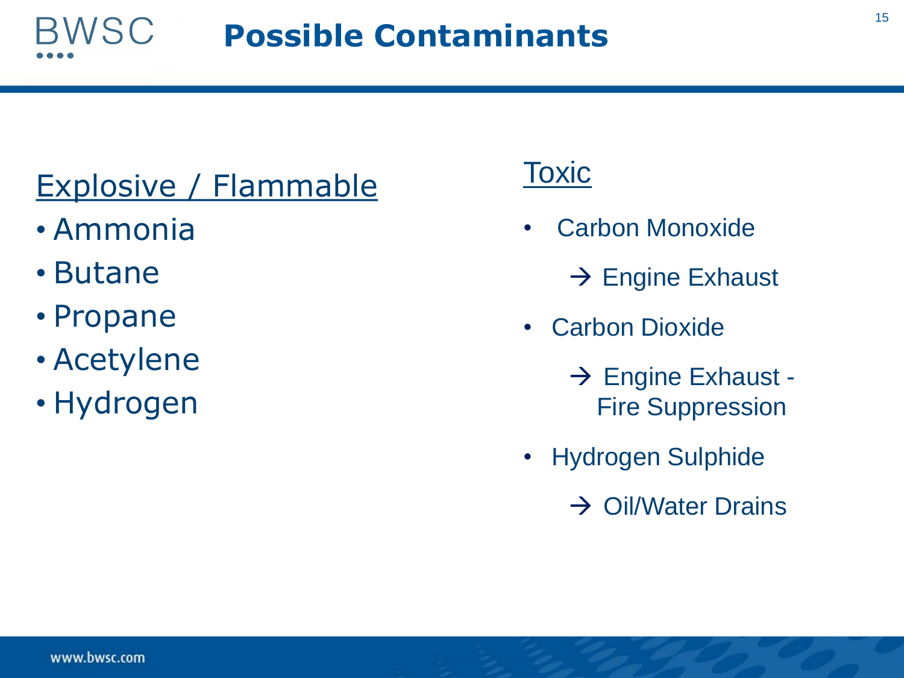# Possible Contaminants

## Explosive / Flammable

- Ammonia
- Butane
- Propane
- Acetylene
- Hydrogen

## Toxic

- Carbon Monoxide
  - → Engine Exhaust
- Carbon Dioxide
  - → Engine Exhaust - Fire Suppression
- Hydrogen Sulphide
  - → Oil/Water Drains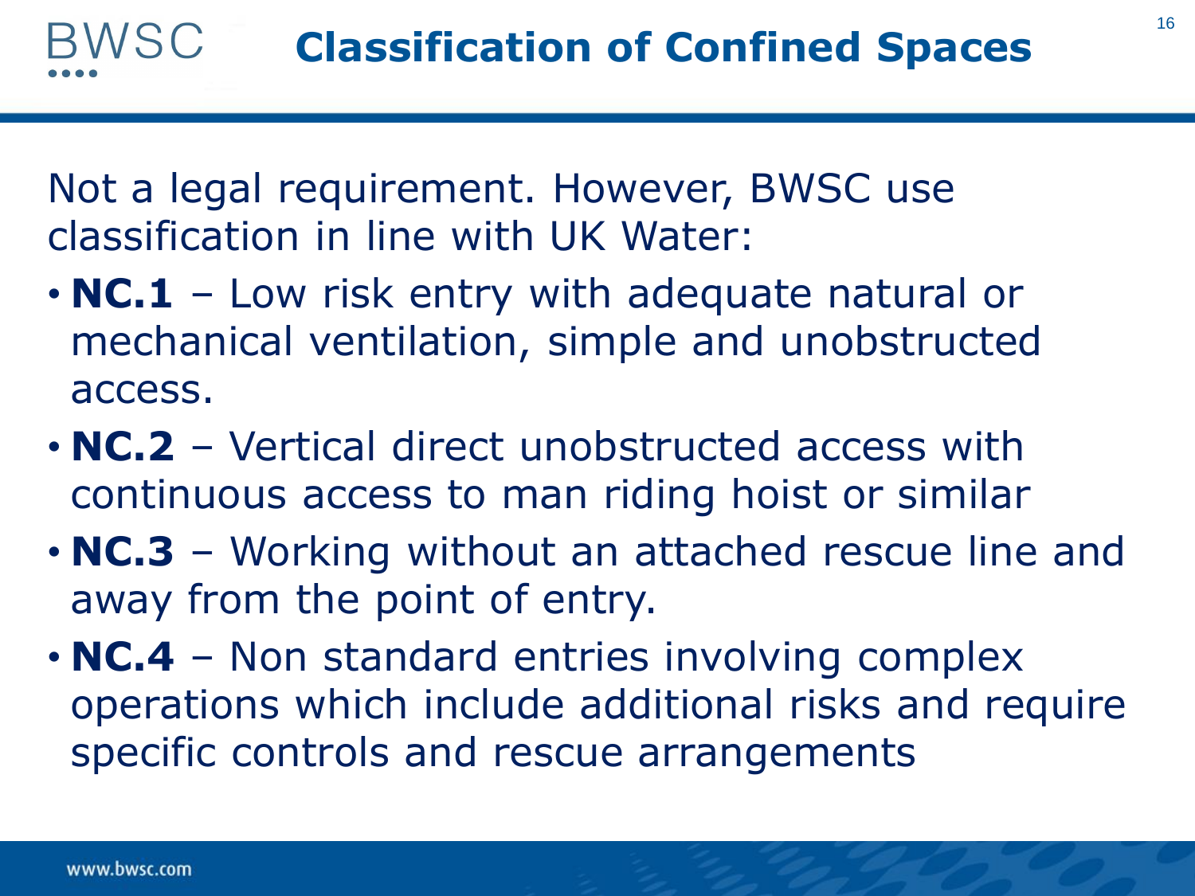# Classification of Confined Spaces

Not a legal requirement. However, BWSC use classification in line with UK Water:

- **NC.1** – Low risk entry with adequate natural or mechanical ventilation, simple and unobstructed access.
- **NC.2** – Vertical direct unobstructed access with continuous access to man riding hoist or similar
- **NC.3** – Working without an attached rescue line and away from the point of entry.
- **NC.4** – Non standard entries involving complex operations which include additional risks and require specific controls and rescue arrangements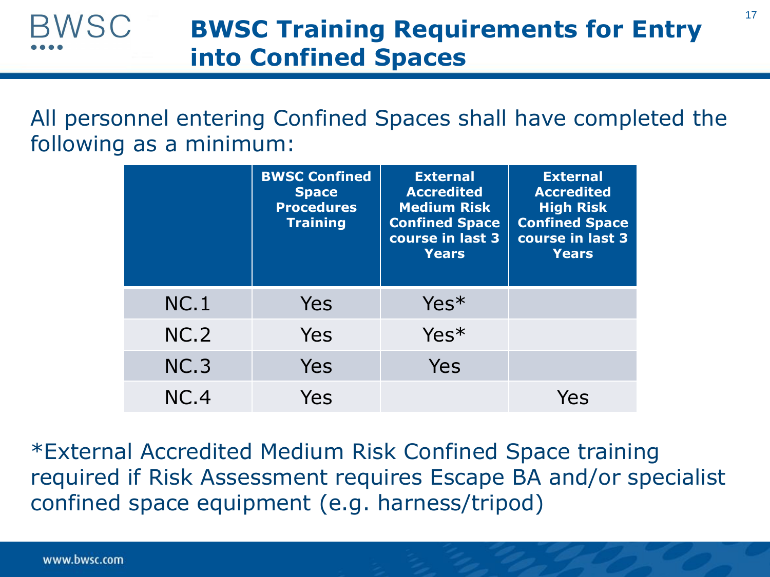# BWSC Training Requirements for Entry into Confined Spaces

All personnel entering Confined Spaces shall have completed the following as a minimum:

| | BWSC Confined Space Procedures Training | External Accredited Medium Risk Confined Space course in last 3 Years | External Accredited High Risk Confined Space course in last 3 Years |
|---|---|---|---|
| NC.1 | Yes | Yes* | |
| NC.2 | Yes | Yes* | |
| NC.3 | Yes | Yes | |
| NC.4 | Yes | | Yes |

*External Accredited Medium Risk Confined Space training required if Risk Assessment requires Escape BA and/or specialist confined space equipment (e.g. harness/tripod)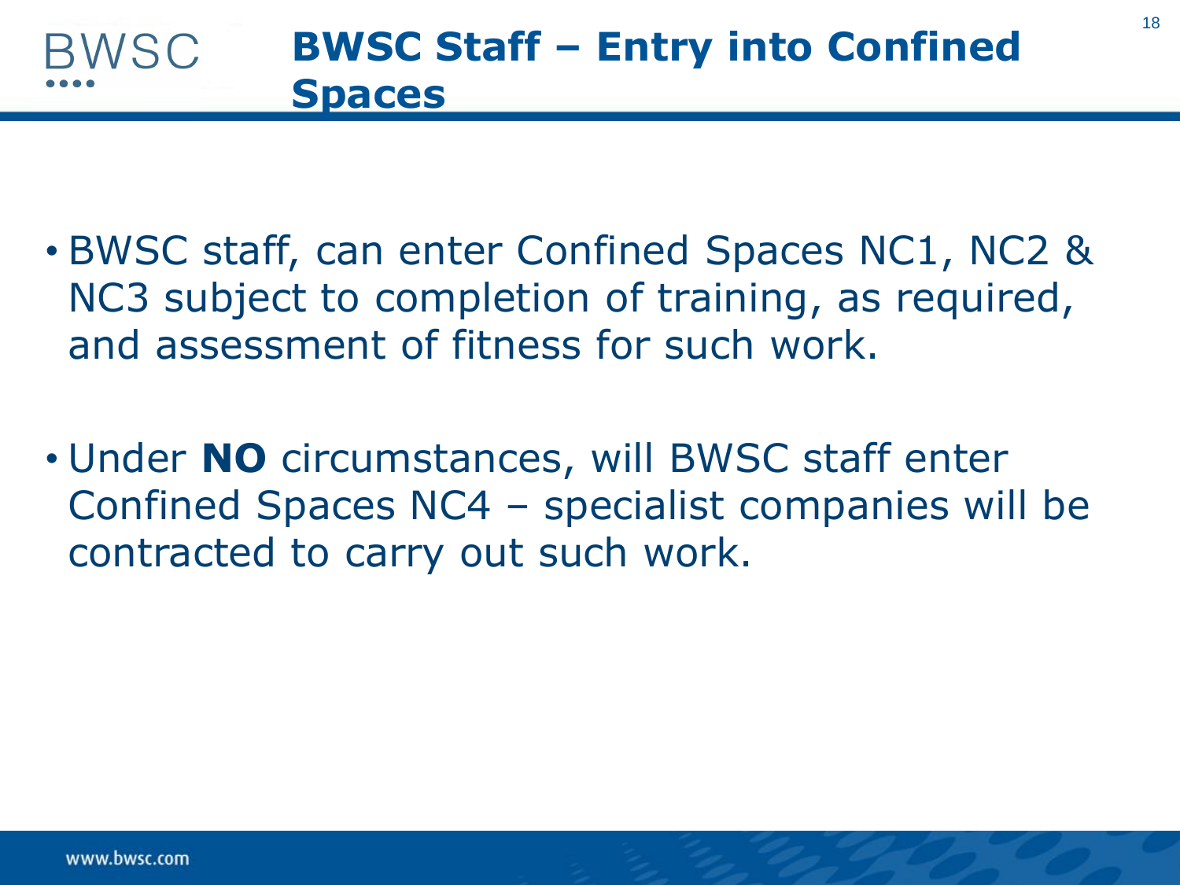# BWSC Staff – Entry into Confined Spaces

- BWSC staff, can enter Confined Spaces NC1, NC2 & NC3 subject to completion of training, as required, and assessment of fitness for such work.

- Under **NO** circumstances, will BWSC staff enter Confined Spaces NC4 – specialist companies will be contracted to carry out such work.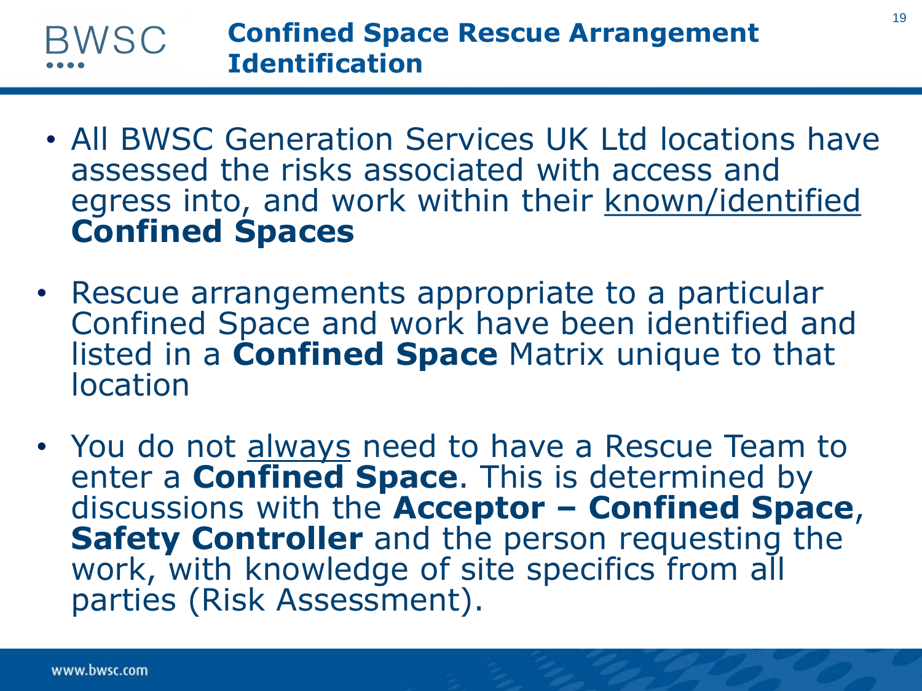# Confined Space Rescue Arrangement Identification

- All BWSC Generation Services UK Ltd locations have assessed the risks associated with access and egress into, and work within their <u>known/identified</u> **Confined Spaces**
- Rescue arrangements appropriate to a particular Confined Space and work have been identified and listed in a **Confined Space** Matrix unique to that location
- You do not <u>always</u> need to have a Rescue Team to enter a **Confined Space**. This is determined by discussions with the **Acceptor – Confined Space**, **Safety Controller** and the person requesting the work, with knowledge of site specifics from all parties (Risk Assessment).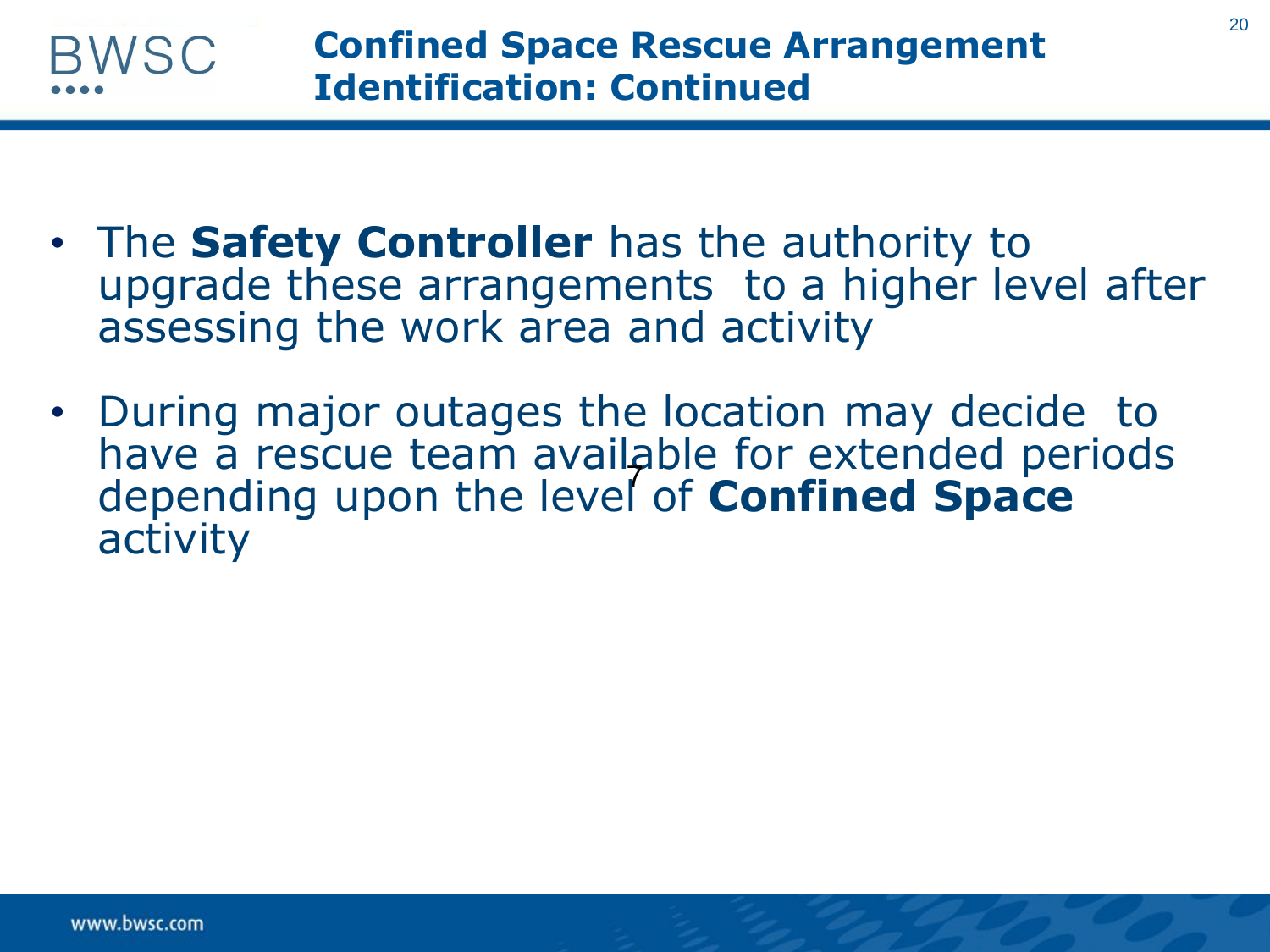# Confined Space Rescue Arrangement Identification: Continued

- The **Safety Controller** has the authority to upgrade these arrangements to a higher level after assessing the work area and activity
- During major outages the location may decide to have a rescue team available for extended periods depending upon the level of **Confined Space** activity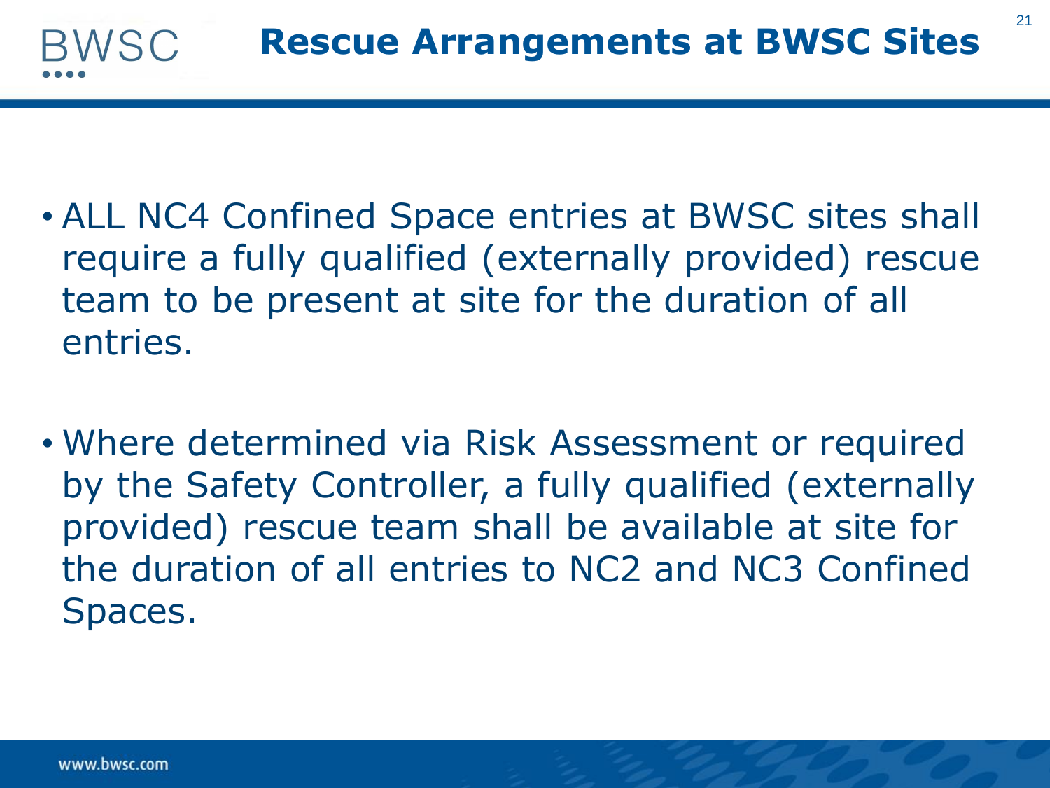# Rescue Arrangements at BWSC Sites

- ALL NC4 Confined Space entries at BWSC sites shall require a fully qualified (externally provided) rescue team to be present at site for the duration of all entries.

- Where determined via Risk Assessment or required by the Safety Controller, a fully qualified (externally provided) rescue team shall be available at site for the duration of all entries to NC2 and NC3 Confined Spaces.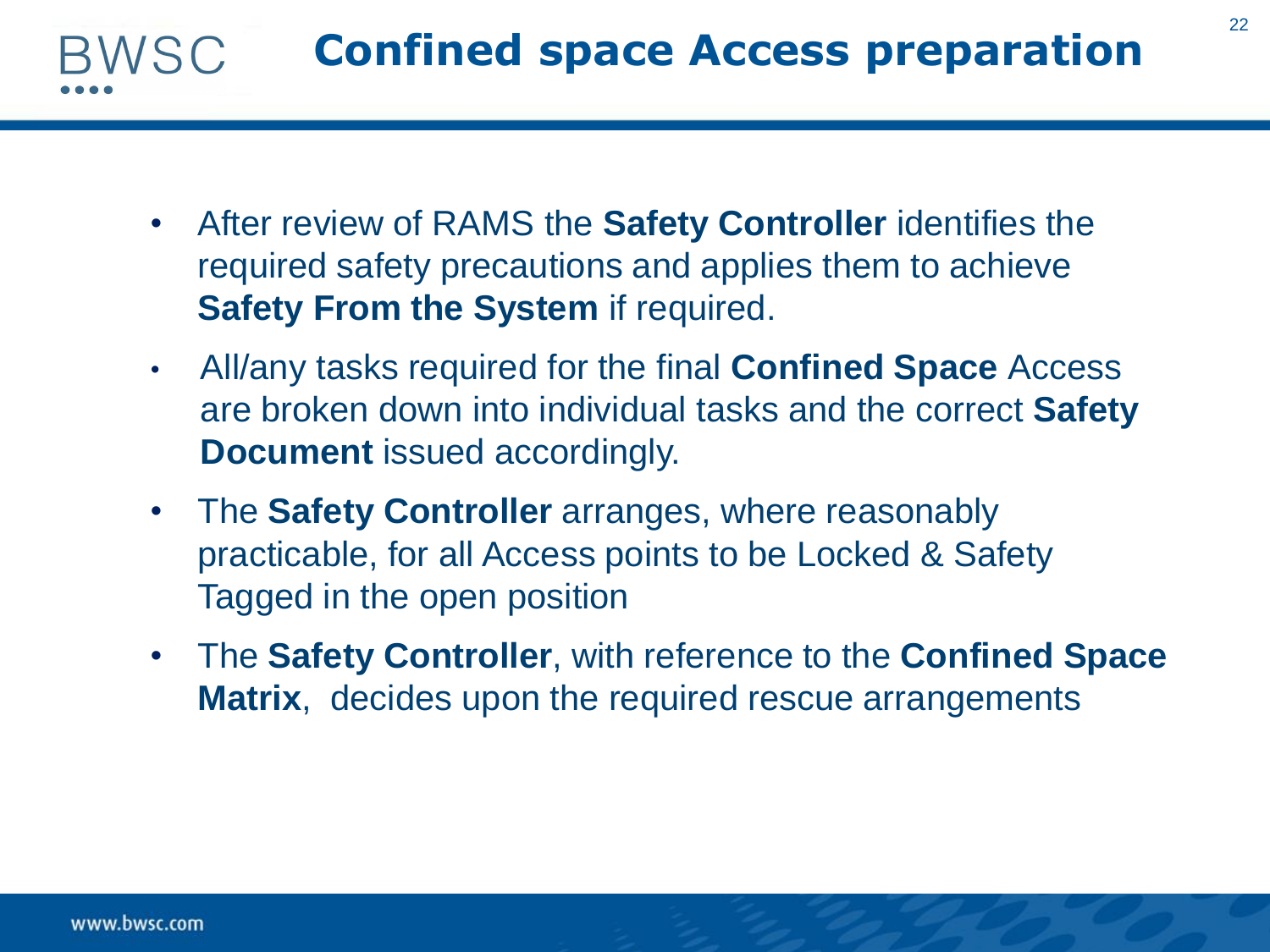# Confined space Access preparation

- After review of RAMS the **Safety Controller** identifies the required safety precautions and applies them to achieve **Safety From the System** if required.
- All/any tasks required for the final **Confined Space** Access are broken down into individual tasks and the correct **Safety Document** issued accordingly.
- The **Safety Controller** arranges, where reasonably practicable, for all Access points to be Locked & Safety Tagged in the open position
- The **Safety Controller**, with reference to the **Confined Space Matrix**, decides upon the required rescue arrangements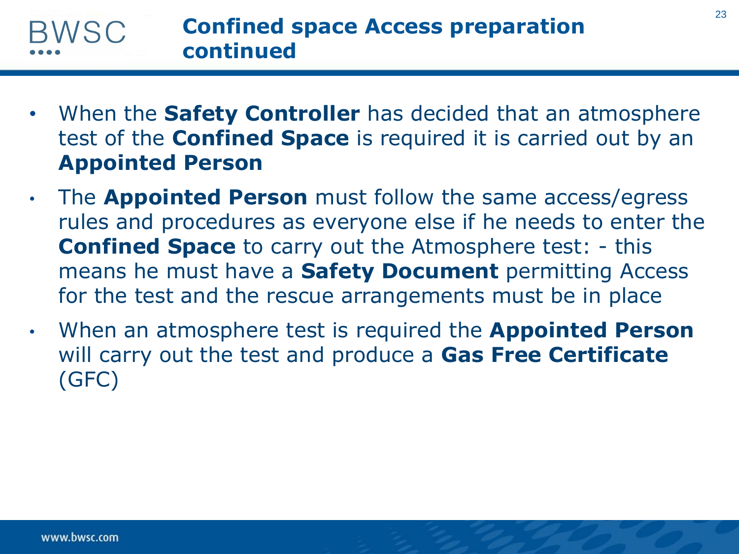# Confined space Access preparation continued

- When the **Safety Controller** has decided that an atmosphere test of the **Confined Space** is required it is carried out by an **Appointed Person**
- The **Appointed Person** must follow the same access/egress rules and procedures as everyone else if he needs to enter the **Confined Space** to carry out the Atmosphere test: - this means he must have a **Safety Document** permitting Access for the test and the rescue arrangements must be in place
- When an atmosphere test is required the **Appointed Person** will carry out the test and produce a **Gas Free Certificate** (GFC)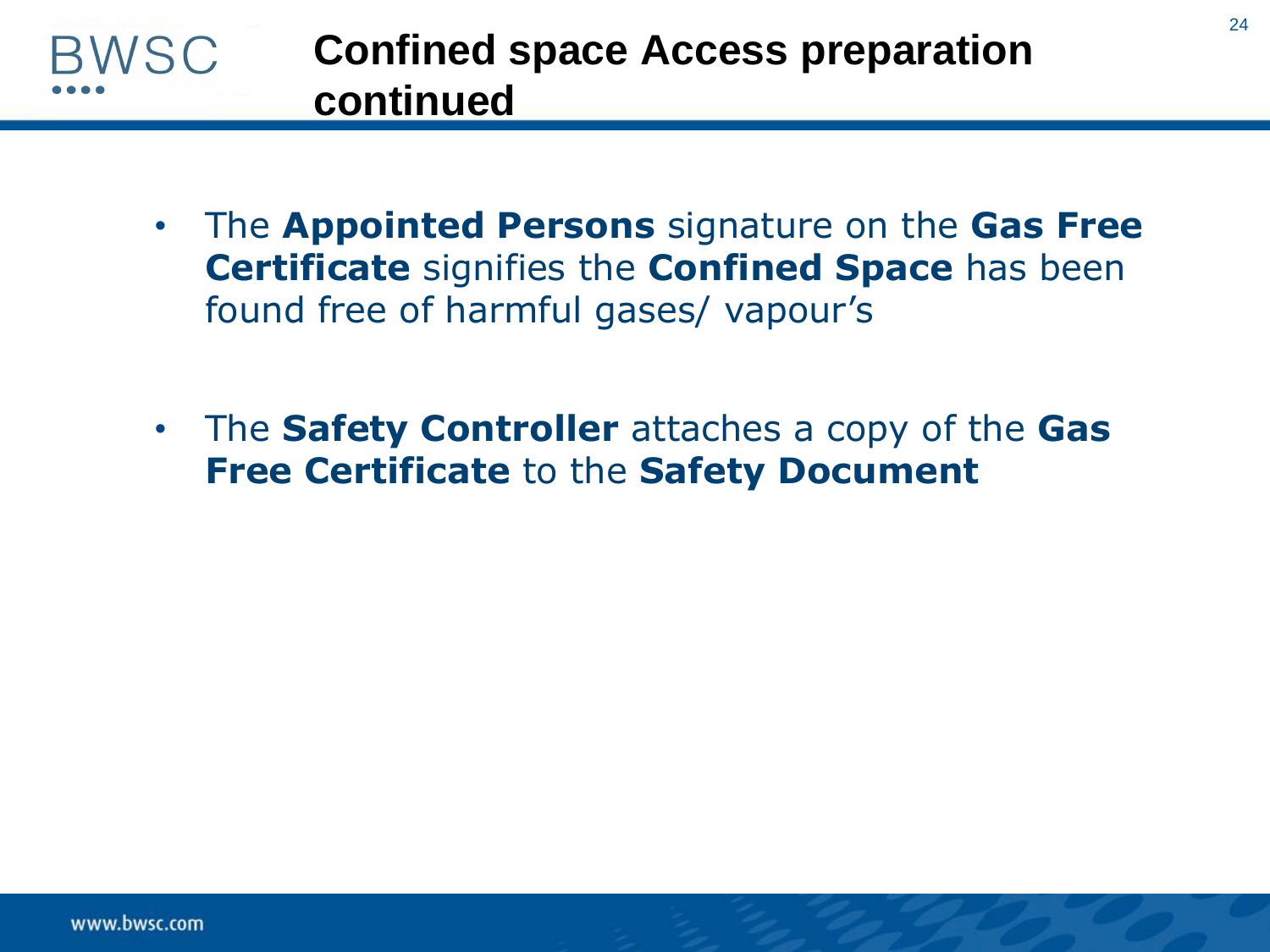# Confined space Access preparation continued

- The **Appointed Persons** signature on the **Gas Free Certificate** signifies the **Confined Space** has been found free of harmful gases/ vapour's

- The **Safety Controller** attaches a copy of the **Gas Free Certificate** to the **Safety Document**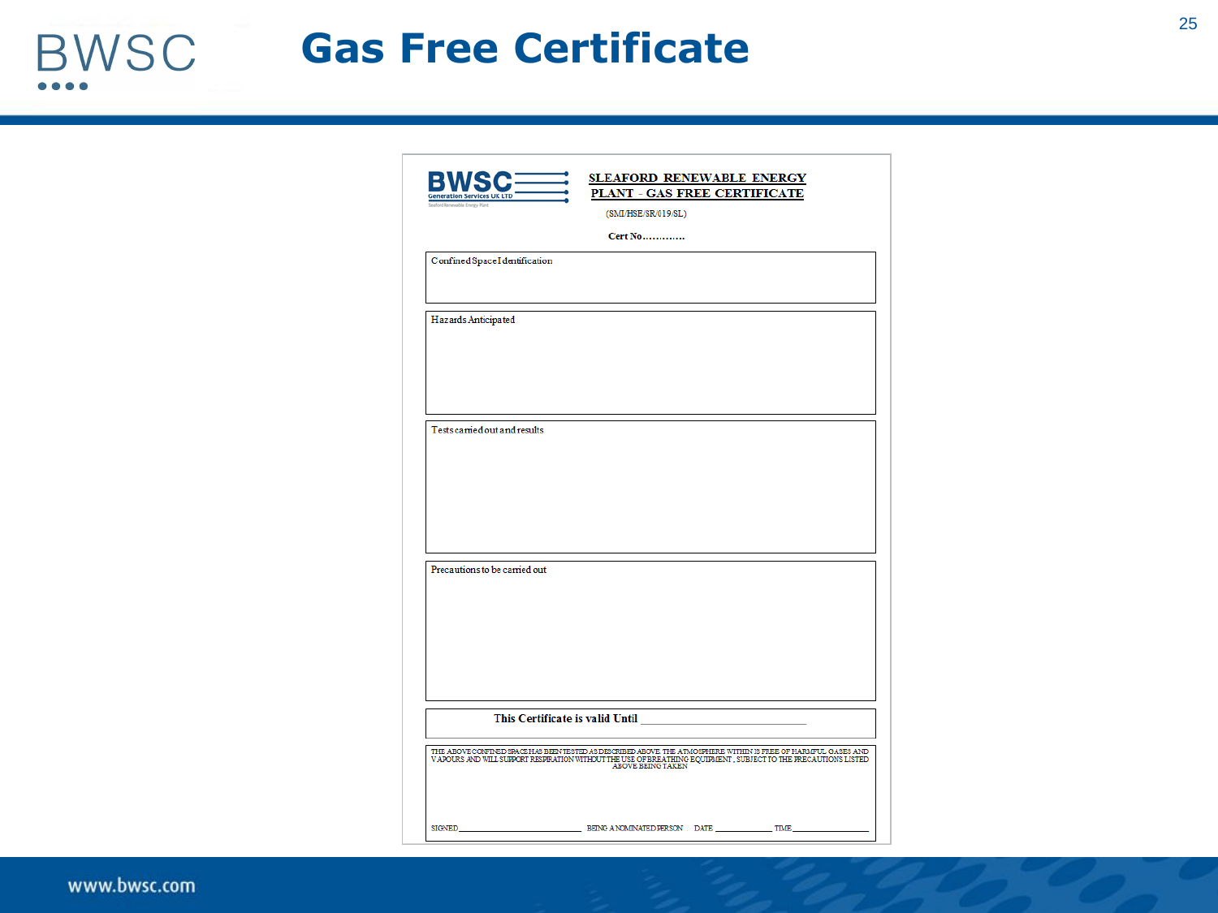# Gas Free Certificate

**SLEAFORD RENEWABLE ENERGY PLANT - GAS FREE CERTIFICATE**

(SMI/HSE/SR/019/SL)

**Cert No…………**

Confined Space Identification

Hazards Anticipated

Tests carried out and results

Precautions to be carried out

**This Certificate is valid Until** ___________________________

THE ABOVE CONFINED SPACE HAS BEEN TESTED AS DESCRIBED ABOVE THE ATMOSPHERE WITHIN IS FREE OF HARMFUL GASES AND VAPOURS AND WILL SUPPORT RESPIRATION WITHOUT THE USE OF BREATHING EQUIPMENT, SUBJECT TO THE PRECAUTIONS LISTED ABOVE BEING TAKEN

SIGNED_____________________ BEING A NOMINATED PERSON DATE ___________ TIME ______________

www.bwsc.com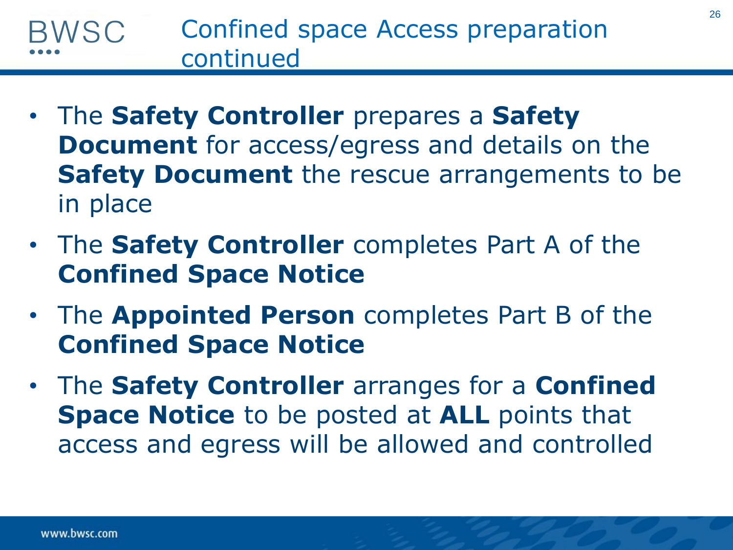# Confined space Access preparation continued

- The **Safety Controller** prepares a **Safety Document** for access/egress and details on the **Safety Document** the rescue arrangements to be in place
- The **Safety Controller** completes Part A of the **Confined Space Notice**
- The **Appointed Person** completes Part B of the **Confined Space Notice**
- The **Safety Controller** arranges for a **Confined Space Notice** to be posted at **ALL** points that access and egress will be allowed and controlled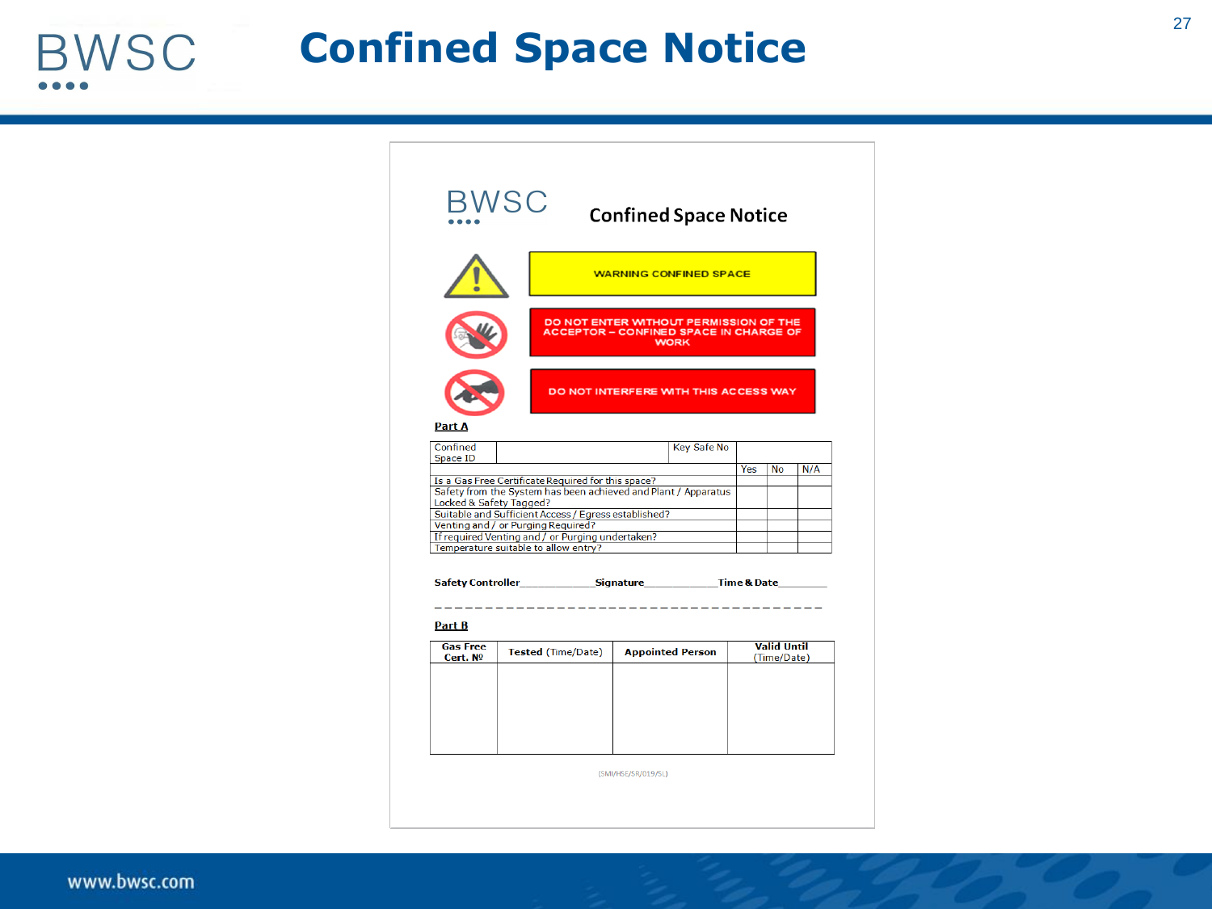# Confined Space Notice

BWSC

## Confined Space Notice

WARNING CONFINED SPACE

DO NOT ENTER WITHOUT PERMISSION OF THE ACCEPTOR – CONFINED SPACE IN CHARGE OF WORK

DO NOT INTERFERE WITH THIS ACCESS WAY

**Part A**

| Confined Space ID | | Key Safe No | |
|---|---|---|---|

| | Yes | No | N/A |
|---|---|---|---|
| Is a Gas Free Certificate Required for this space? | | | |
| Safety from the System has been achieved and Plant / Apparatus Locked & Safety Tagged? | | | |
| Suitable and Sufficient Access / Egress established? | | | |
| Venting and / or Purging Required? | | | |
| If required Venting and / or Purging undertaken? | | | |
| Temperature suitable to allow entry? | | | |

**Safety Controller**____________**Signature**____________**Time & Date**________

**Part B**

| Gas Free Cert. № | Tested (Time/Date) | Appointed Person | Valid Until (Time/Date) |
|---|---|---|---|
| | | | |

(SMI/HSE/SR/019/SL)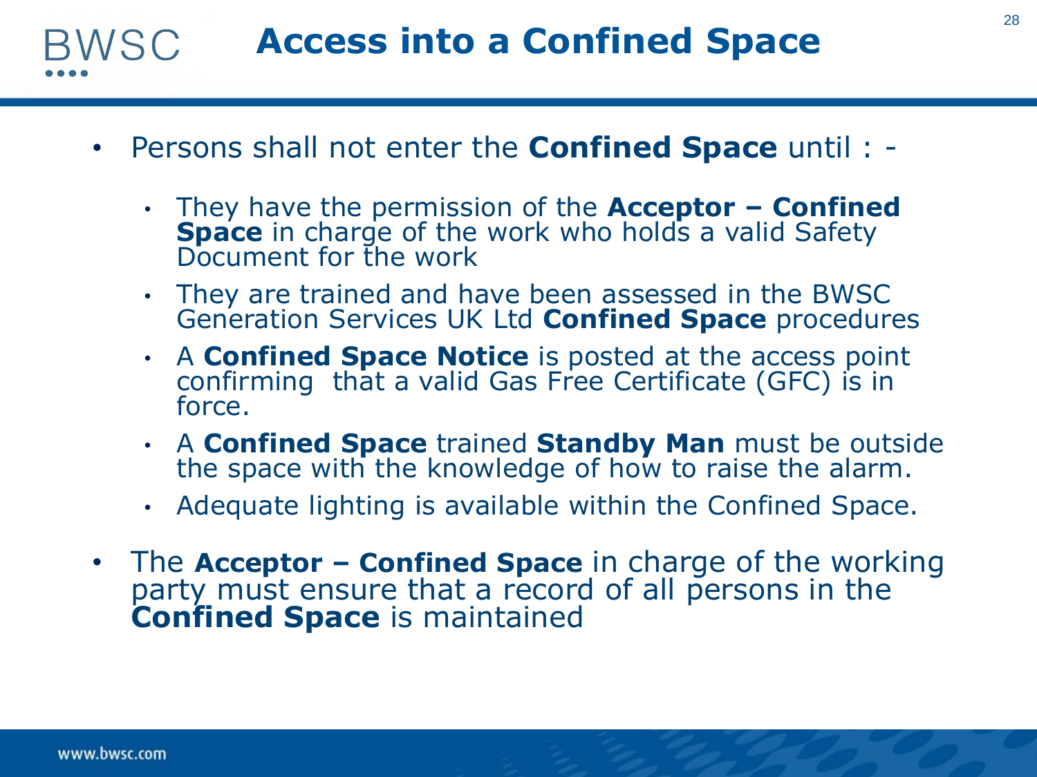# Access into a Confined Space

- Persons shall not enter the **Confined Space** until : -
  - They have the permission of the **Acceptor – Confined Space** in charge of the work who holds a valid Safety Document for the work
  - They are trained and have been assessed in the BWSC Generation Services UK Ltd **Confined Space** procedures
  - A **Confined Space Notice** is posted at the access point confirming that a valid Gas Free Certificate (GFC) is in force.
  - A **Confined Space** trained **Standby Man** must be outside the space with the knowledge of how to raise the alarm.
  - Adequate lighting is available within the Confined Space.
- The **Acceptor – Confined Space** in charge of the working party must ensure that a record of all persons in the **Confined Space** is maintained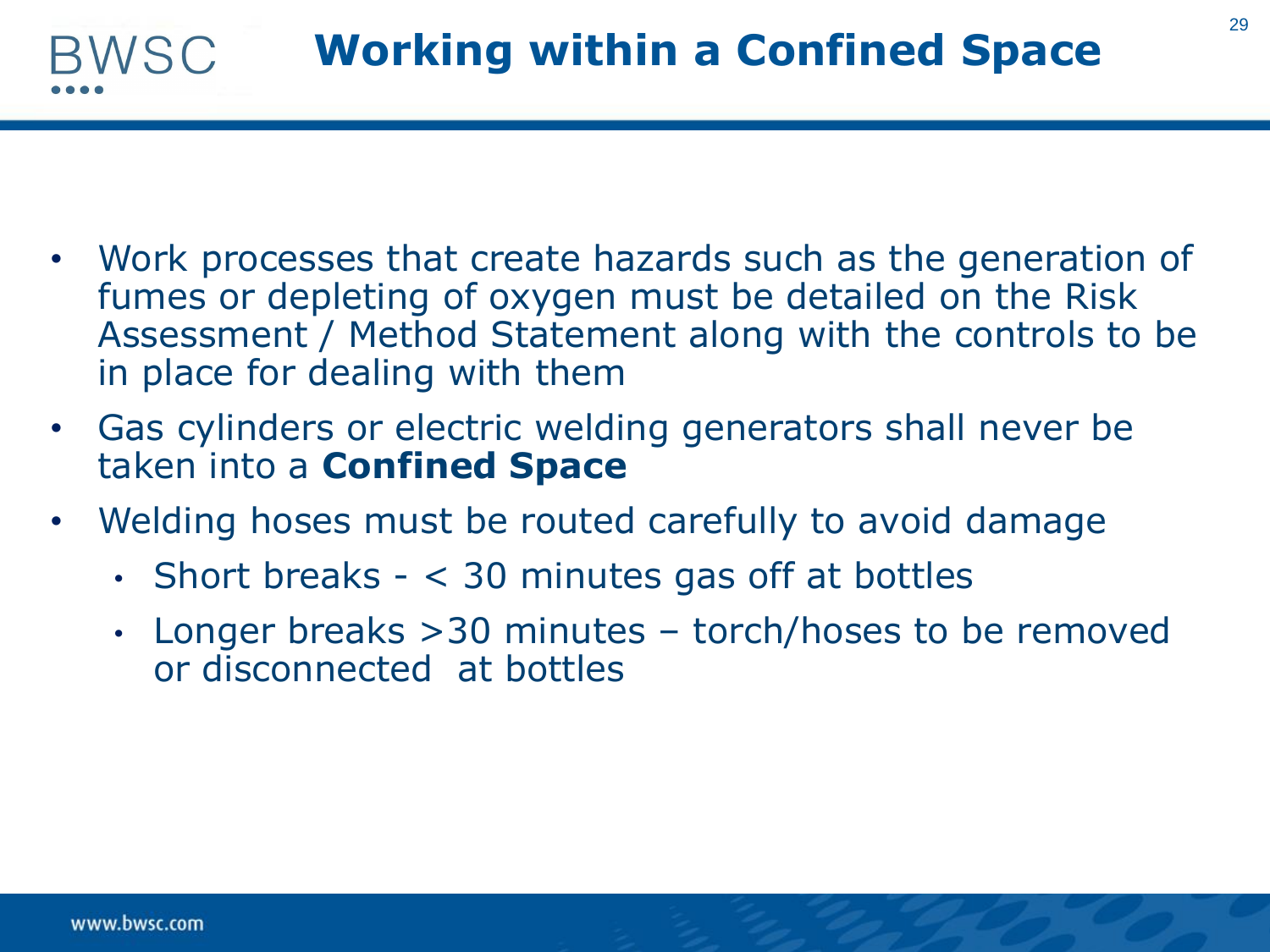# Working within a Confined Space

- Work processes that create hazards such as the generation of fumes or depleting of oxygen must be detailed on the Risk Assessment / Method Statement along with the controls to be in place for dealing with them
- Gas cylinders or electric welding generators shall never be taken into a **Confined Space**
- Welding hoses must be routed carefully to avoid damage
  - Short breaks - < 30 minutes gas off at bottles
  - Longer breaks >30 minutes – torch/hoses to be removed or disconnected  at bottles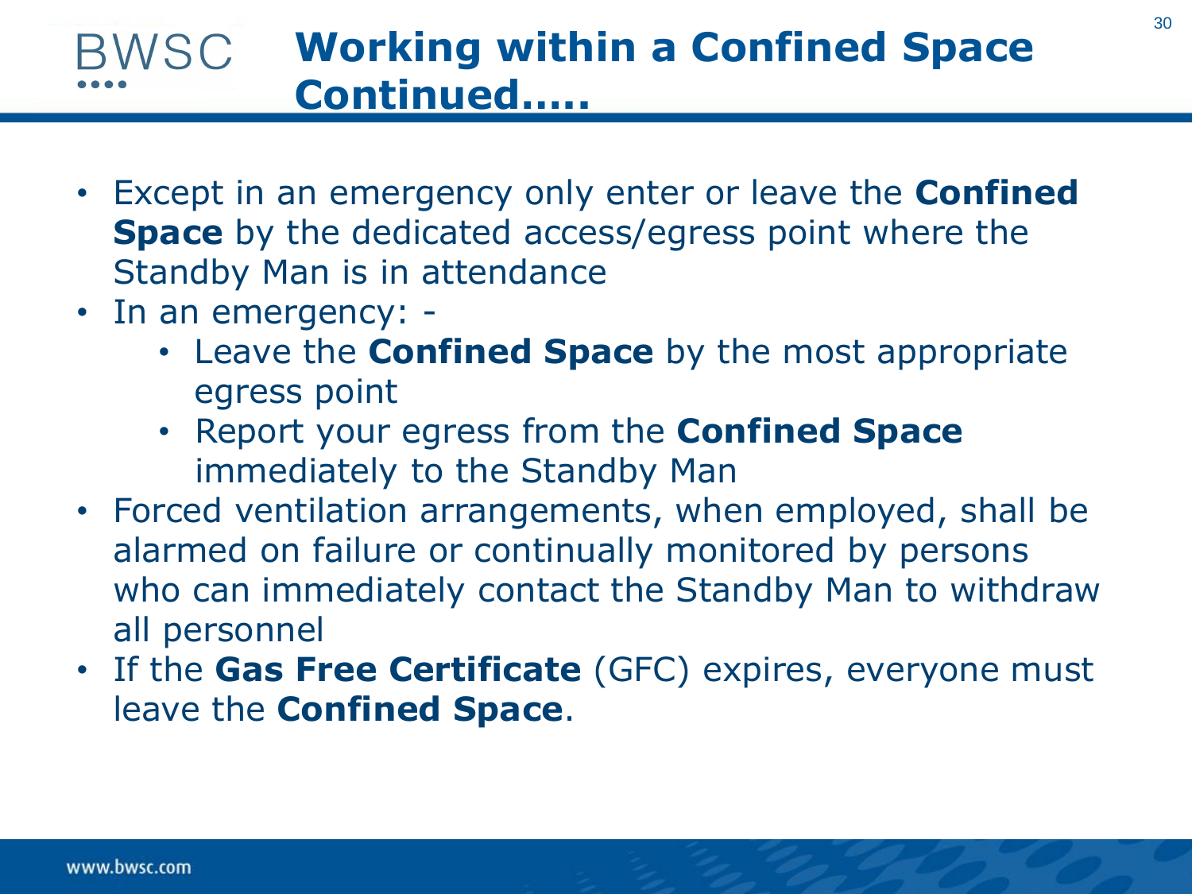# Working within a Confined Space Continued.....

- Except in an emergency only enter or leave the **Confined Space** by the dedicated access/egress point where the Standby Man is in attendance
- In an emergency: -
  - Leave the **Confined Space** by the most appropriate egress point
  - Report your egress from the **Confined Space** immediately to the Standby Man
- Forced ventilation arrangements, when employed, shall be alarmed on failure or continually monitored by persons who can immediately contact the Standby Man to withdraw all personnel
- If the **Gas Free Certificate** (GFC) expires, everyone must leave the **Confined Space**.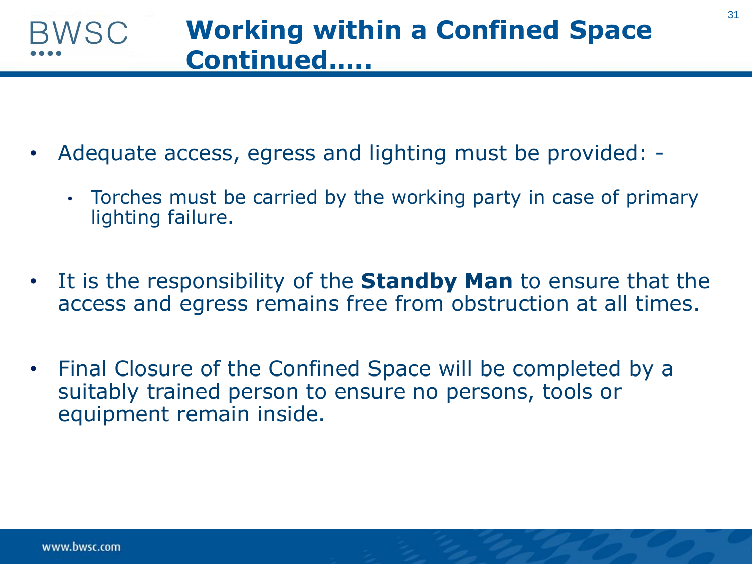# Working within a Confined Space Continued…..

- Adequate access, egress and lighting must be provided: -
  - Torches must be carried by the working party in case of primary lighting failure.
- It is the responsibility of the **Standby Man** to ensure that the access and egress remains free from obstruction at all times.
- Final Closure of the Confined Space will be completed by a suitably trained person to ensure no persons, tools or equipment remain inside.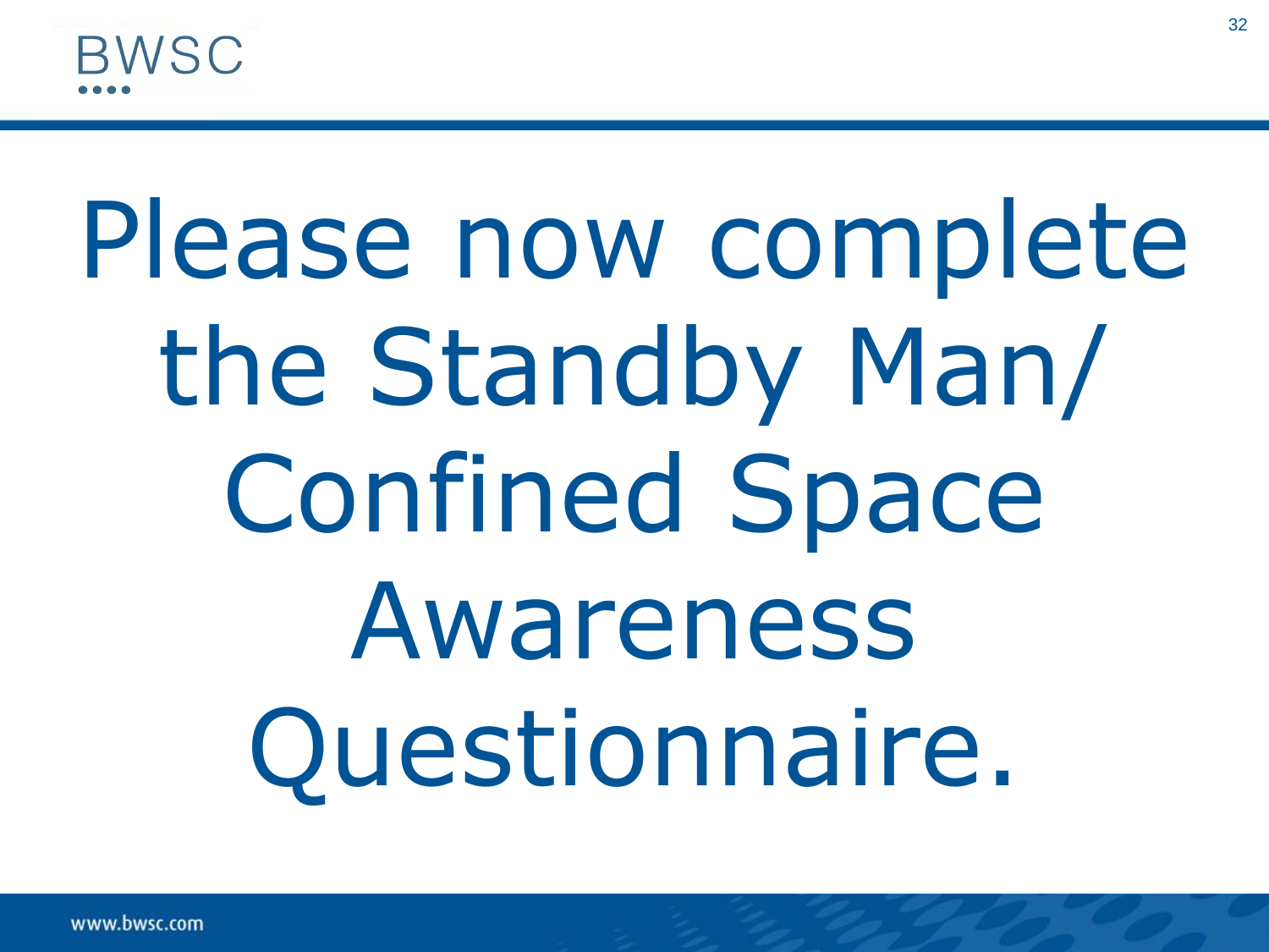Please now complete the Standby Man/ Confined Space Awareness Questionnaire.